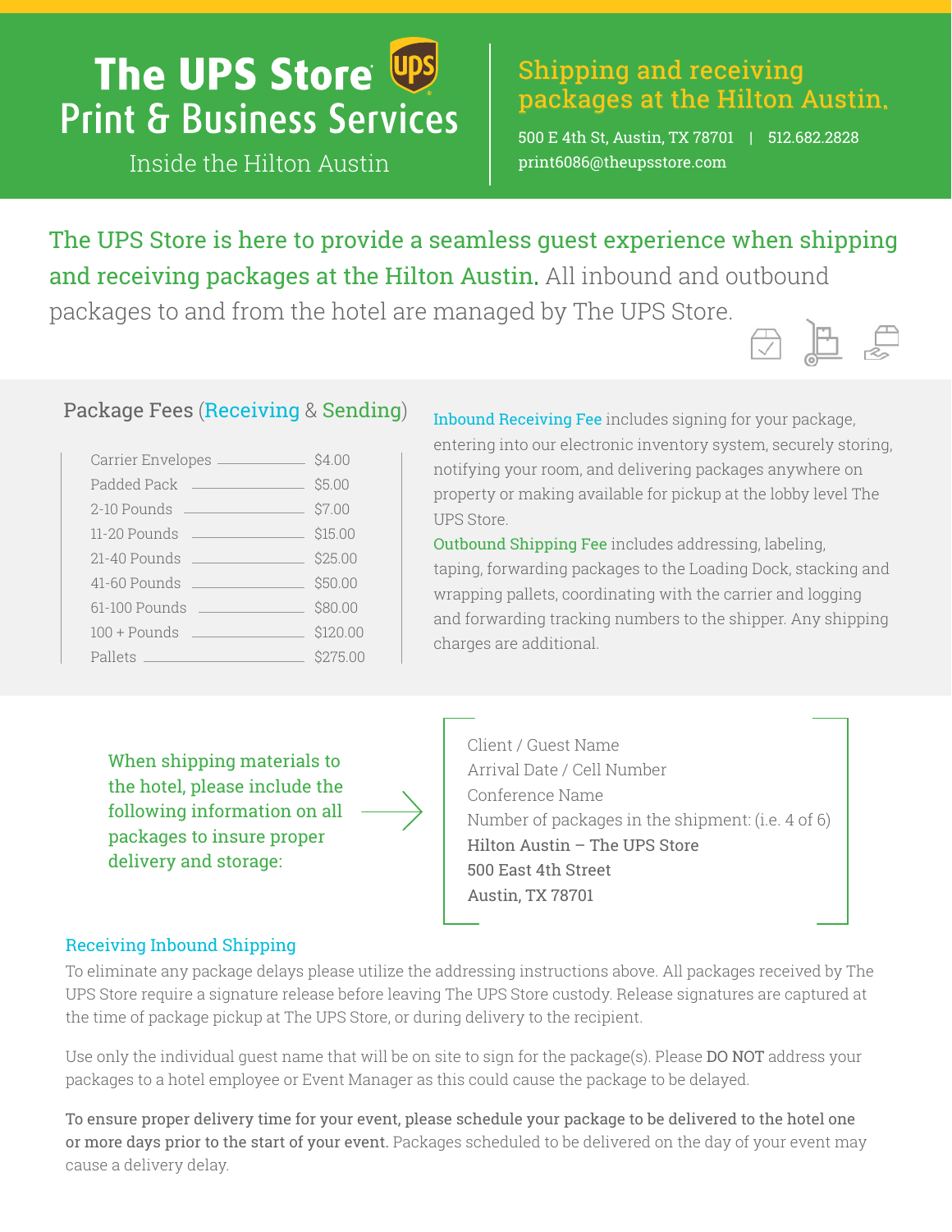# The UPS Store Print & Business Services

Inside the Hilton Austin

## Shipping and receiving packages at the Hilton Austin.

500 E 4th St, Austin, TX 78701 | 512.682.2828
print6086@theupsstore.com

**The UPS Store is here to provide a seamless guest experience when shipping and receiving packages at the Hilton Austin.** All inbound and outbound packages to and from the hotel are managed by The UPS Store.

### Package Fees (Receiving & Sending)

| Item | Fee |
|---|---|
| Carrier Envelopes | $4.00 |
| Padded Pack | $5.00 |
| 2-10 Pounds | $7.00 |
| 11-20 Pounds | $15.00 |
| 21-40 Pounds | $25.00 |
| 41-60 Pounds | $50.00 |
| 61-100 Pounds | $80.00 |
| 100 + Pounds | $120.00 |
| Pallets | $275.00 |

**Inbound Receiving Fee** includes signing for your package, entering into our electronic inventory system, securely storing, notifying your room, and delivering packages anywhere on property or making available for pickup at the lobby level The UPS Store.

**Outbound Shipping Fee** includes addressing, labeling, taping, forwarding packages to the Loading Dock, stacking and wrapping pallets, coordinating with the carrier and logging and forwarding tracking numbers to the shipper. Any shipping charges are additional.

When shipping materials to the hotel, please include the following information on all packages to insure proper delivery and storage:

Client / Guest Name
Arrival Date / Cell Number
Conference Name
Number of packages in the shipment: (i.e. 4 of 6)
**Hilton Austin – The UPS Store**
**500 East 4th Street**
**Austin, TX 78701**

### Receiving Inbound Shipping

To eliminate any package delays please utilize the addressing instructions above. All packages received by The UPS Store require a signature release before leaving The UPS Store custody. Release signatures are captured at the time of package pickup at The UPS Store, or during delivery to the recipient.

Use only the individual guest name that will be on site to sign for the package(s). Please **DO NOT** address your packages to a hotel employee or Event Manager as this could cause the package to be delayed.

**To ensure proper delivery time for your event, please schedule your package to be delivered to the hotel one or more days prior to the start of your event.** Packages scheduled to be delivered on the day of your event may cause a delivery delay.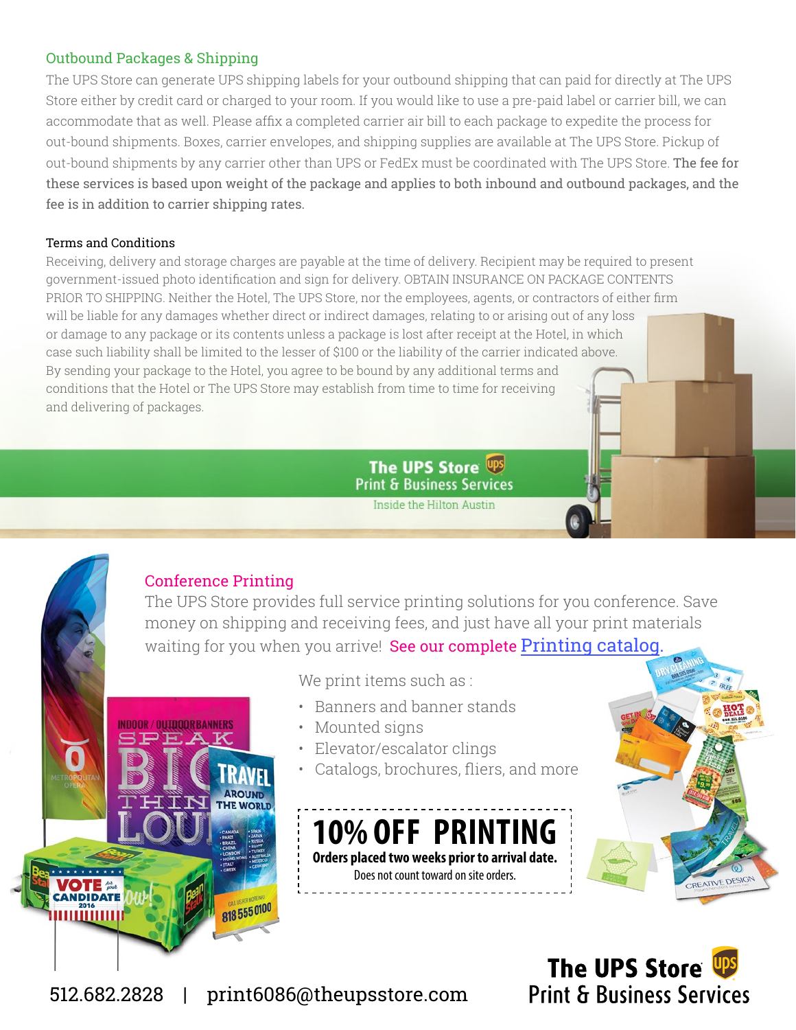## Outbound Packages & Shipping

The UPS Store can generate UPS shipping labels for your outbound shipping that can paid for directly at The UPS Store either by credit card or charged to your room. If you would like to use a pre-paid label or carrier bill, we can accommodate that as well. Please affix a completed carrier air bill to each package to expedite the process for out-bound shipments. Boxes, carrier envelopes, and shipping supplies are available at The UPS Store. Pickup of out-bound shipments by any carrier other than UPS or FedEx must be coordinated with The UPS Store. The fee for these services is based upon weight of the package and applies to both inbound and outbound packages, and the fee is in addition to carrier shipping rates.

### Terms and Conditions

Receiving, delivery and storage charges are payable at the time of delivery. Recipient may be required to present government-issued photo identification and sign for delivery. OBTAIN INSURANCE ON PACKAGE CONTENTS PRIOR TO SHIPPING. Neither the Hotel, The UPS Store, nor the employees, agents, or contractors of either firm will be liable for any damages whether direct or indirect damages, relating to or arising out of any loss or damage to any package or its contents unless a package is lost after receipt at the Hotel, in which case such liability shall be limited to the lesser of $100 or the liability of the carrier indicated above. By sending your package to the Hotel, you agree to be bound by any additional terms and conditions that the Hotel or The UPS Store may establish from time to time for receiving and delivering of packages.

**The UPS Store**
**Print & Business Services**
Inside the Hilton Austin

## Conference Printing

The UPS Store provides full service printing solutions for you conference. Save money on shipping and receiving fees, and just have all your print materials waiting for you when you arrive! See our complete [Printing catalog](#).

We print items such as :

- Banners and banner stands
- Mounted signs
- Elevator/escalator clings
- Catalogs, brochures, fliers, and more

**10% OFF PRINTING**
**Orders placed two weeks prior to arrival date.**
Does not count toward on site orders.

512.682.2828 | print6086@theupsstore.com

**The UPS Store**
**Print & Business Services**